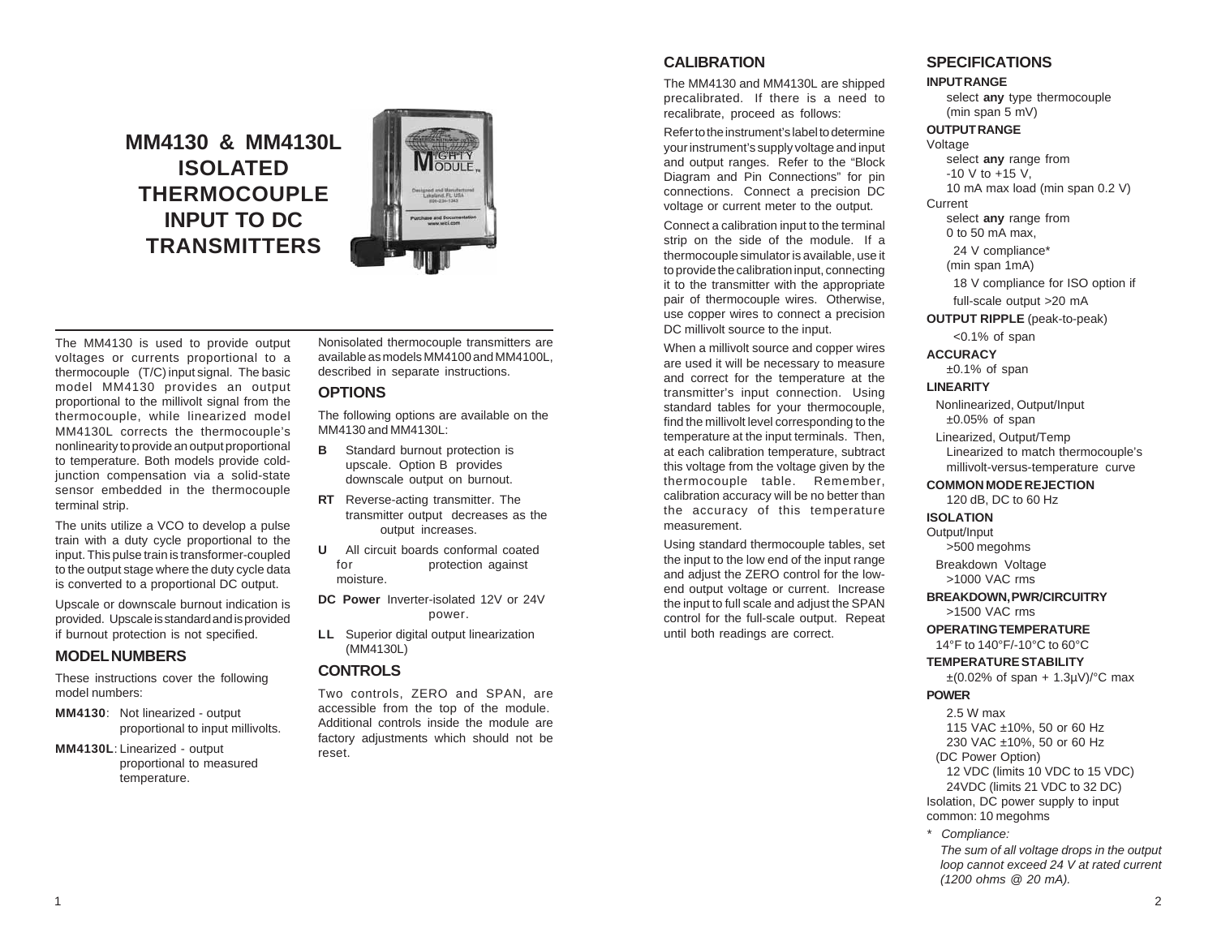# MM4130 & MM4130L ISOLATED THERMOCOUPLE INPUT TO DC TRANSMITTERS

The MM4130 is used to provide output voltages or currents proportional to a thermocouple (T/C) input signal. The basic model MM4130 provides an output proportional to the millivolt signal from the thermocouple, while linearized model MM4130L corrects the thermocouple's nonlinearity to provide an output proportional to temperature. Both models provide cold-junction compensation via a solid-state sensor embedded in the thermocouple terminal strip.

The units utilize a VCO to develop a pulse train with a duty cycle proportional to the input. This pulse train is transformer-coupled to the output stage where the duty cycle data is converted to a proportional DC output.

Upscale or downscale burnout indication is provided. Upscale is standard and is provided if burnout protection is not specified.

## MODEL NUMBERS

These instructions cover the following model numbers:

**MM4130**: Not linearized - output proportional to input millivolts.

**MM4130L**: Linearized - output proportional to measured temperature.

Nonisolated thermocouple transmitters are available as models MM4100 and MM4100L, described in separate instructions.

## OPTIONS

The following options are available on the MM4130 and MM4130L:

- **B** Standard burnout protection is upscale. Option B provides downscale output on burnout.
- **RT** Reverse-acting transmitter. The transmitter output decreases as the output increases.
- **U** All circuit boards conformal coated for protection against moisture.
- **DC Power** Inverter-isolated 12V or 24V power.
- **LL** Superior digital output linearization (MM4130L)

## CONTROLS

Two controls, ZERO and SPAN, are accessible from the top of the module. Additional controls inside the module are factory adjustments which should not be reset.

## CALIBRATION

The MM4130 and MM4130L are shipped precalibrated. If there is a need to recalibrate, proceed as follows:

Refer to the instrument's label to determine your instrument's supply voltage and input and output ranges. Refer to the "Block Diagram and Pin Connections" for pin connections. Connect a precision DC voltage or current meter to the output.

Connect a calibration input to the terminal strip on the side of the module. If a thermocouple simulator is available, use it to provide the calibration input, connecting it to the transmitter with the appropriate pair of thermocouple wires. Otherwise, use copper wires to connect a precision DC millivolt source to the input.

When a millivolt source and copper wires are used it will be necessary to measure and correct for the temperature at the transmitter's input connection. Using standard tables for your thermocouple, find the millivolt level corresponding to the temperature at the input terminals. Then, at each calibration temperature, subtract this voltage from the voltage given by the thermocouple table. Remember, calibration accuracy will be no better than the accuracy of this temperature measurement.

Using standard thermocouple tables, set the input to the low end of the input range and adjust the ZERO control for the low-end output voltage or current. Increase the input to full scale and adjust the SPAN control for the full-scale output. Repeat until both readings are correct.

## SPECIFICATIONS

**INPUT RANGE**
select **any** type thermocouple
(min span 5 mV)

**OUTPUT RANGE**
Voltage
select **any** range from
-10 V to +15 V,
10 mA max load (min span 0.2 V)
Current
select **any** range from
0 to 50 mA max,
24 V compliance*
(min span 1mA)
18 V compliance for ISO option if full-scale output >20 mA

**OUTPUT RIPPLE** (peak-to-peak)
<0.1% of span

**ACCURACY**
±0.1% of span

**LINEARITY**
Nonlinearized, Output/Input
±0.05% of span
Linearized, Output/Temp
Linearized to match thermocouple's millivolt-versus-temperature curve

**COMMON MODE REJECTION**
120 dB, DC to 60 Hz

**ISOLATION**
Output/Input
>500 megohms
Breakdown Voltage
>1000 VAC rms

**BREAKDOWN, PWR/CIRCUITRY**
>1500 VAC rms

**OPERATING TEMPERATURE**
14°F to 140°F/-10°C to 60°C

**TEMPERATURE STABILITY**
±(0.02% of span + 1.3µV)/°C max

**POWER**
2.5 W max
115 VAC ±10%, 50 or 60 Hz
230 VAC ±10%, 50 or 60 Hz
(DC Power Option)
12 VDC (limits 10 VDC to 15 VDC)
24VDC (limits 21 VDC to 32 DC)
Isolation, DC power supply to input common: 10 megohms

\* *Compliance:*
*The sum of all voltage drops in the output loop cannot exceed 24 V at rated current (1200 ohms @ 20 mA).*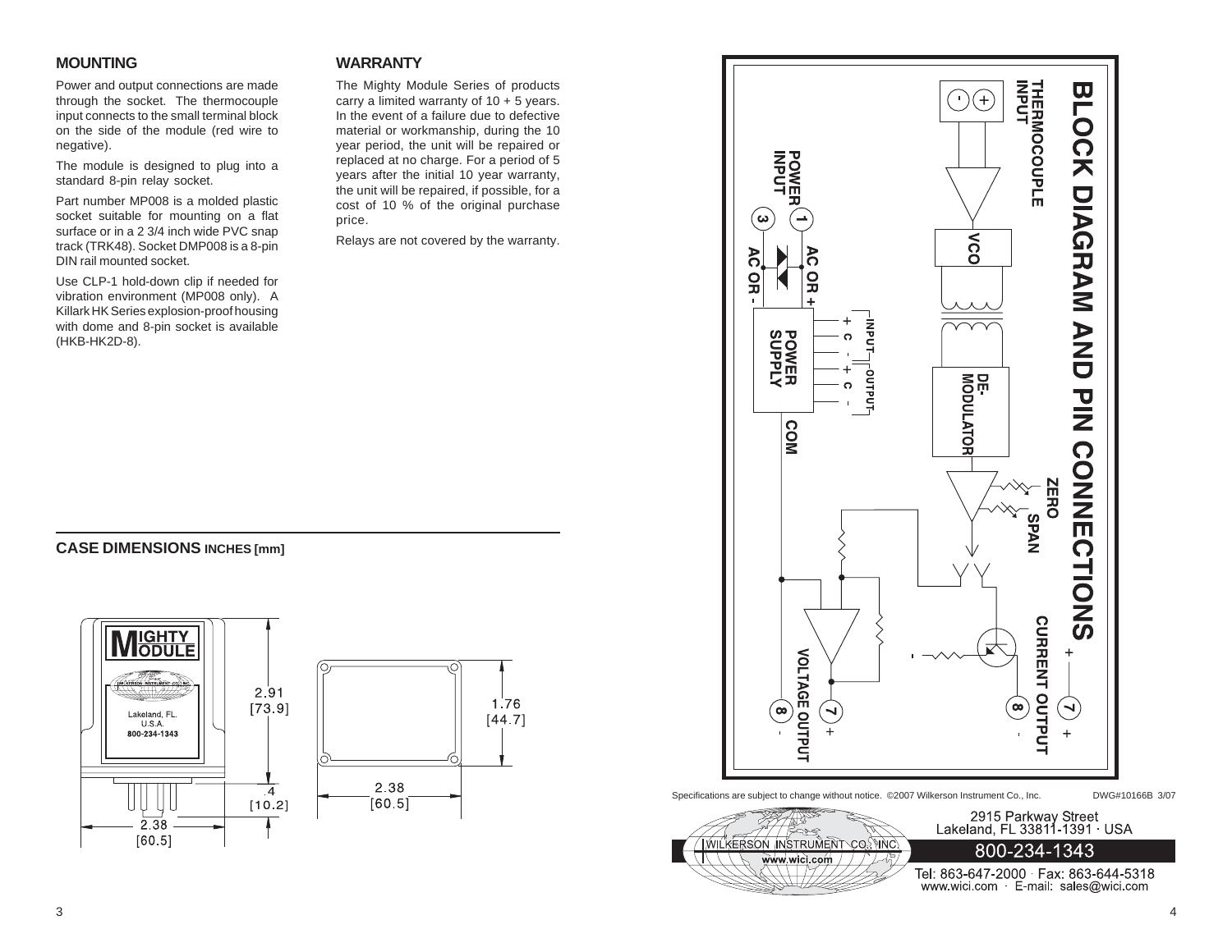## MOUNTING

Power and output connections are made through the socket. The thermocouple input connects to the small terminal block on the side of the module (red wire to negative).

The module is designed to plug into a standard 8-pin relay socket.

Part number MP008 is a molded plastic socket suitable for mounting on a flat surface or in a 2 3/4 inch wide PVC snap track (TRK48). Socket DMP008 is a 8-pin DIN rail mounted socket.

Use CLP-1 hold-down clip if needed for vibration environment (MP008 only). A Killark HK Series explosion-proof housing with dome and 8-pin socket is available (HKB-HK2D-8).

## WARRANTY

The Mighty Module Series of products carry a limited warranty of 10 + 5 years. In the event of a failure due to defective material or workmanship, during the 10 year period, the unit will be repaired or replaced at no charge. For a period of 5 years after the initial 10 year warranty, the unit will be repaired, if possible, for a cost of 10 % of the original purchase price.

Relays are not covered by the warranty.

## CASE DIMENSIONS INCHES [mm]

MIGHTY MODULE

WILKERSON INSTRUMENT CO., INC.

Lakeland, FL.
U.S.A.
800-234-1343

2.91
[73.9]

.4
[10.2]

2.38
[60.5]

1.76
[44.7]

2.38
[60.5]

## BLOCK DIAGRAM AND PIN CONNECTIONS

THERMOCOUPLE INPUT

\- +

VCO

DE-MODULATOR

ZERO

SPAN

CURRENT OUTPUT

\+ 7 +

8 -

POWER INPUT

1 AC OR +

3 AC OR -

POWER SUPPLY

INPUT + C -

OUTPUT + C -

COM

VOLTAGE OUTPUT

7 +

8 -

Specifications are subject to change without notice. ©2007 Wilkerson Instrument Co., Inc. DWG#10166B 3/07

WILKERSON INSTRUMENT CO., INC.
www.wici.com

2915 Parkway Street
Lakeland, FL 33811-1391 · USA

800-234-1343

Tel: 863-647-2000 · Fax: 863-644-5318
www.wici.com · E-mail: sales@wici.com